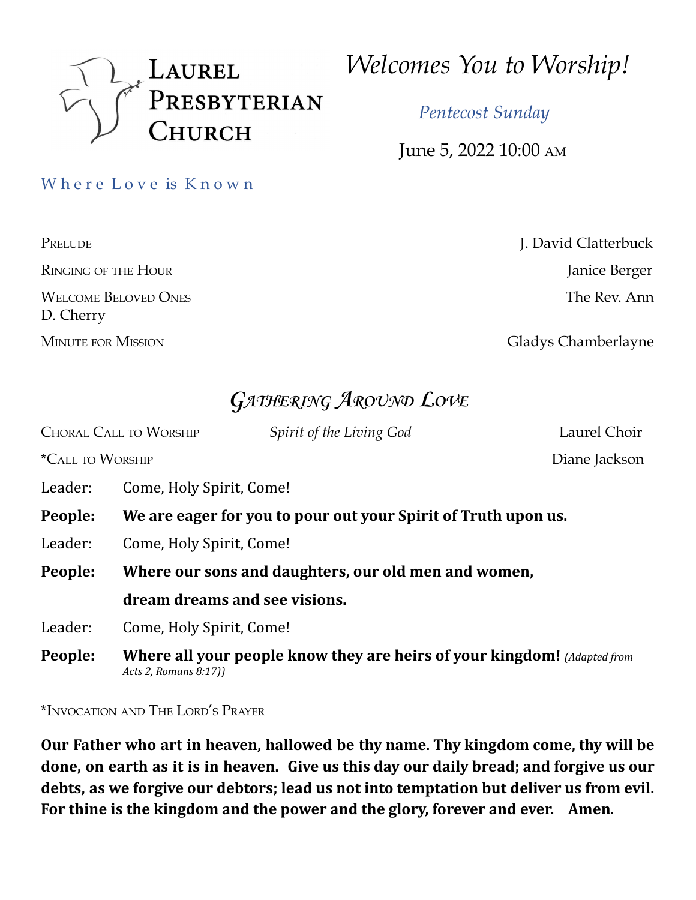# Laurel Presbyterian Church

*Welcomes You to Worship!*

*Pentecost Sunday*

June 5, 2022 10:00 AM

Where Love is Known

Prelude — J. David Clatterbuck

Ringing of the Hour — Janice Berger

Welcome Beloved Ones — The Rev. Ann D. Cherry

Minute for Mission — Gladys Chamberlayne

## *Gathering Around Love*

Choral Call to Worship — *Spirit of the Living God* — Laurel Choir

*Call to Worship — Diane Jackson

Leader: Come, Holy Spirit, Come!

**People: We are eager for you to pour out your Spirit of Truth upon us.**

Leader: Come, Holy Spirit, Come!

**People: Where our sons and daughters, our old men and women, dream dreams and see visions.**

Leader: Come, Holy Spirit, Come!

**People: Where all your people know they are heirs of your kingdom!** *(Adapted from Acts 2, Romans 8:17))*

*Invocation and The Lord's Prayer

**Our Father who art in heaven, hallowed be thy name. Thy kingdom come, thy will be done, on earth as it is in heaven. Give us this day our daily bread; and forgive us our debts, as we forgive our debtors; lead us not into temptation but deliver us from evil. For thine is the kingdom and the power and the glory, forever and ever. Amen.**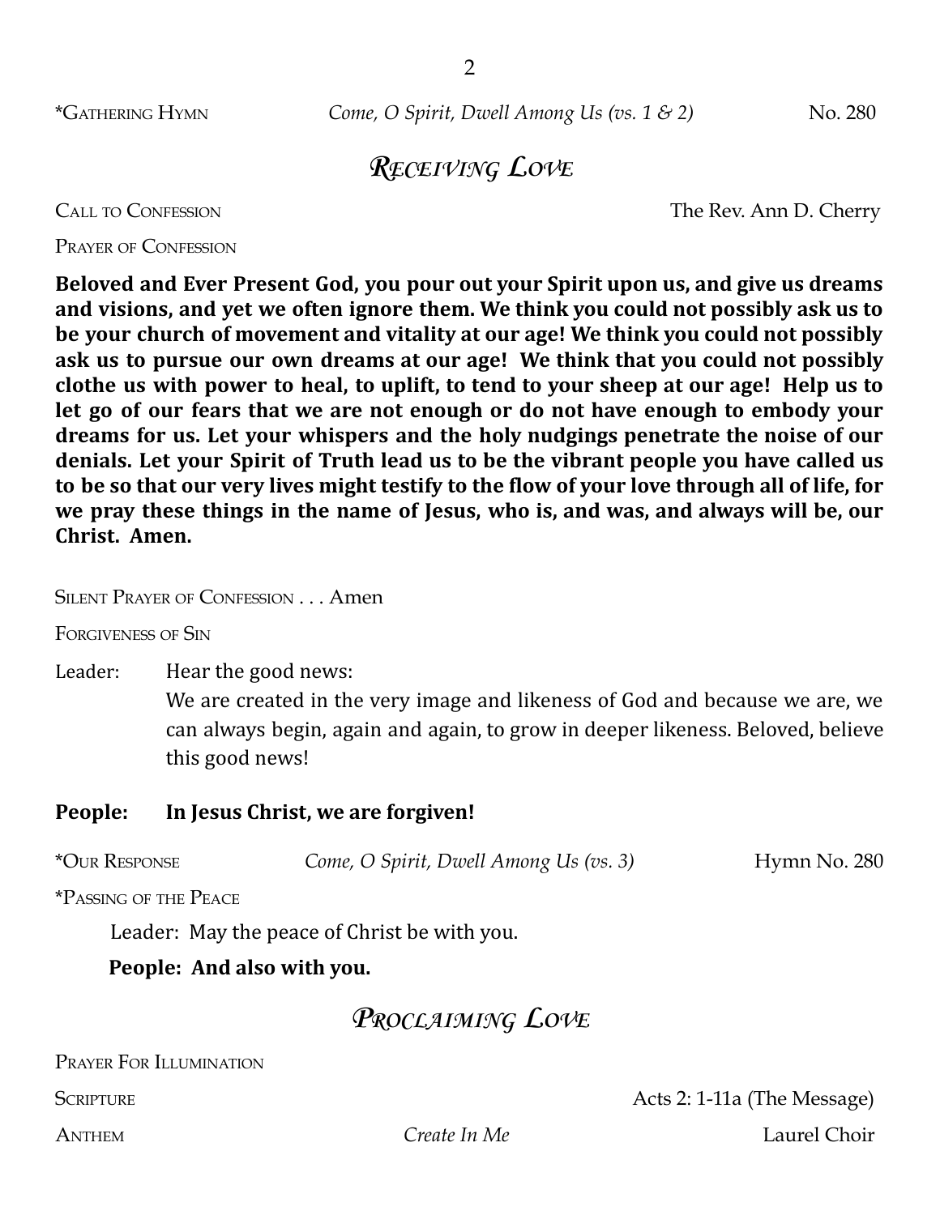\*GATHERING HYMN *Come, O Spirit, Dwell Among Us (vs. 1 & 2)* No. 280

## *RECEIVING LOVE*

CALL TO CONFESSION The Rev. Ann D. Cherry

PRAYER OF CONFESSION

**Beloved and Ever Present God, you pour out your Spirit upon us, and give us dreams and visions, and yet we often ignore them. We think you could not possibly ask us to be your church of movement and vitality at our age! We think you could not possibly ask us to pursue our own dreams at our age! We think that you could not possibly clothe us with power to heal, to uplift, to tend to your sheep at our age! Help us to let go of our fears that we are not enough or do not have enough to embody your dreams for us. Let your whispers and the holy nudgings penetrate the noise of our denials. Let your Spirit of Truth lead us to be the vibrant people you have called us to be so that our very lives might testify to the flow of your love through all of life, for we pray these things in the name of Jesus, who is, and was, and always will be, our Christ. Amen.**

SILENT PRAYER OF CONFESSION . . . Amen

FORGIVENESS OF SIN

Leader: Hear the good news:
We are created in the very image and likeness of God and because we are, we can always begin, again and again, to grow in deeper likeness. Beloved, believe this good news!

**People: In Jesus Christ, we are forgiven!**

\*OUR RESPONSE *Come, O Spirit, Dwell Among Us (vs. 3)* Hymn No. 280

\*PASSING OF THE PEACE

Leader: May the peace of Christ be with you.

**People: And also with you.**

## *PROCLAIMING LOVE*

PRAYER FOR ILLUMINATION

SCRIPTURE Acts 2: 1-11a (The Message)

ANTHEM *Create In Me* Laurel Choir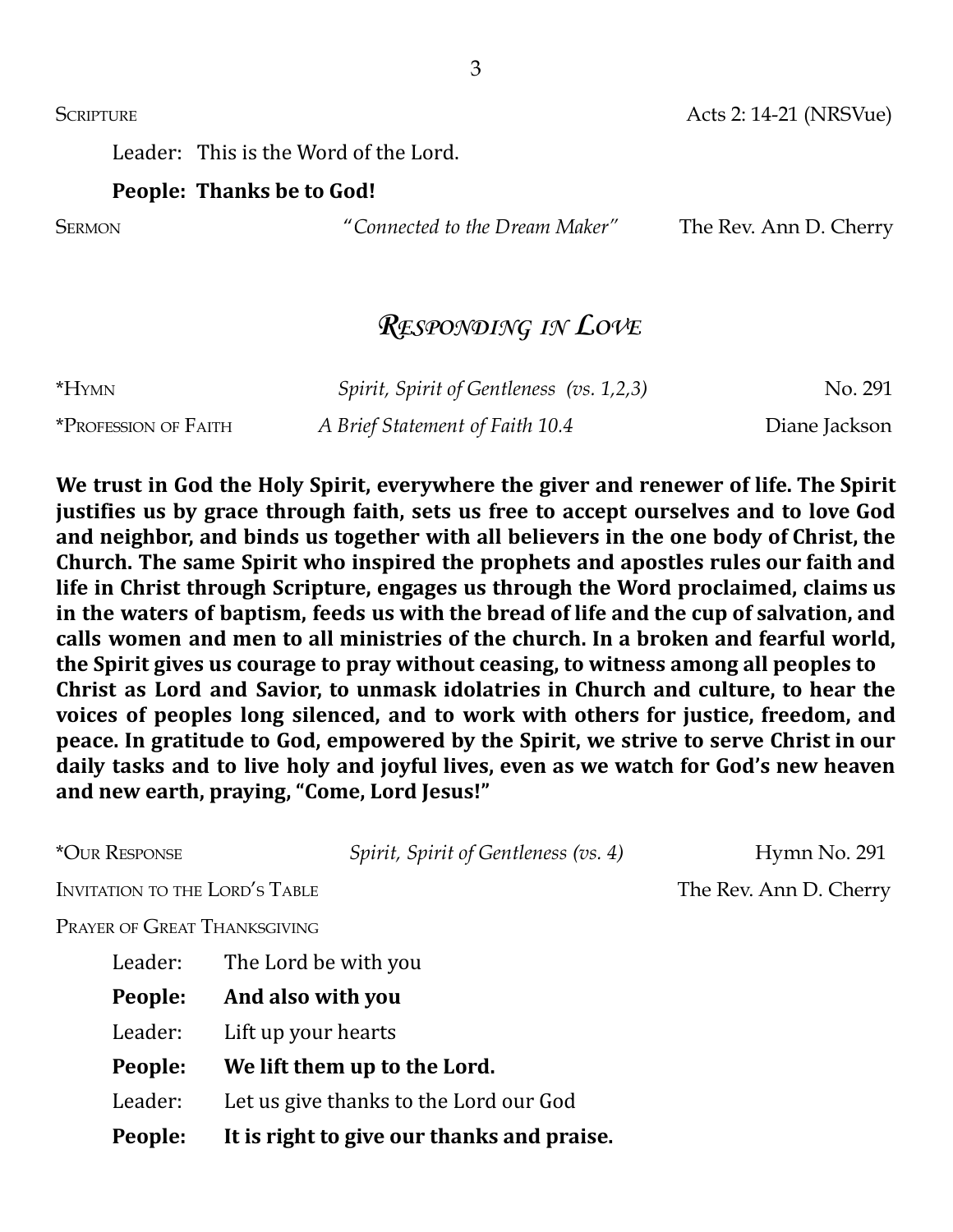SCRIPTURE Acts 2: 14-21 (NRSVue)

Leader: This is the Word of the Lord.

**People: Thanks be to God!**

SERMON *"Connected to the Dream Maker"* The Rev. Ann D. Cherry

## *Responding in Love*

*HYMN *Spirit, Spirit of Gentleness (vs. 1,2,3)* No. 291

*PROFESSION OF FAITH *A Brief Statement of Faith 10.4* Diane Jackson

**We trust in God the Holy Spirit, everywhere the giver and renewer of life. The Spirit justifies us by grace through faith, sets us free to accept ourselves and to love God and neighbor, and binds us together with all believers in the one body of Christ, the Church. The same Spirit who inspired the prophets and apostles rules our faith and life in Christ through Scripture, engages us through the Word proclaimed, claims us in the waters of baptism, feeds us with the bread of life and the cup of salvation, and calls women and men to all ministries of the church. In a broken and fearful world, the Spirit gives us courage to pray without ceasing, to witness among all peoples to Christ as Lord and Savior, to unmask idolatries in Church and culture, to hear the voices of peoples long silenced, and to work with others for justice, freedom, and peace. In gratitude to God, empowered by the Spirit, we strive to serve Christ in our daily tasks and to live holy and joyful lives, even as we watch for God's new heaven and new earth, praying, "Come, Lord Jesus!"**

*OUR RESPONSE *Spirit, Spirit of Gentleness (vs. 4)* Hymn No. 291

INVITATION TO THE LORD'S TABLE The Rev. Ann D. Cherry

PRAYER OF GREAT THANKSGIVING

Leader: The Lord be with you

**People: And also with you**

Leader: Lift up your hearts

**People: We lift them up to the Lord.**

Leader: Let us give thanks to the Lord our God

**People: It is right to give our thanks and praise.**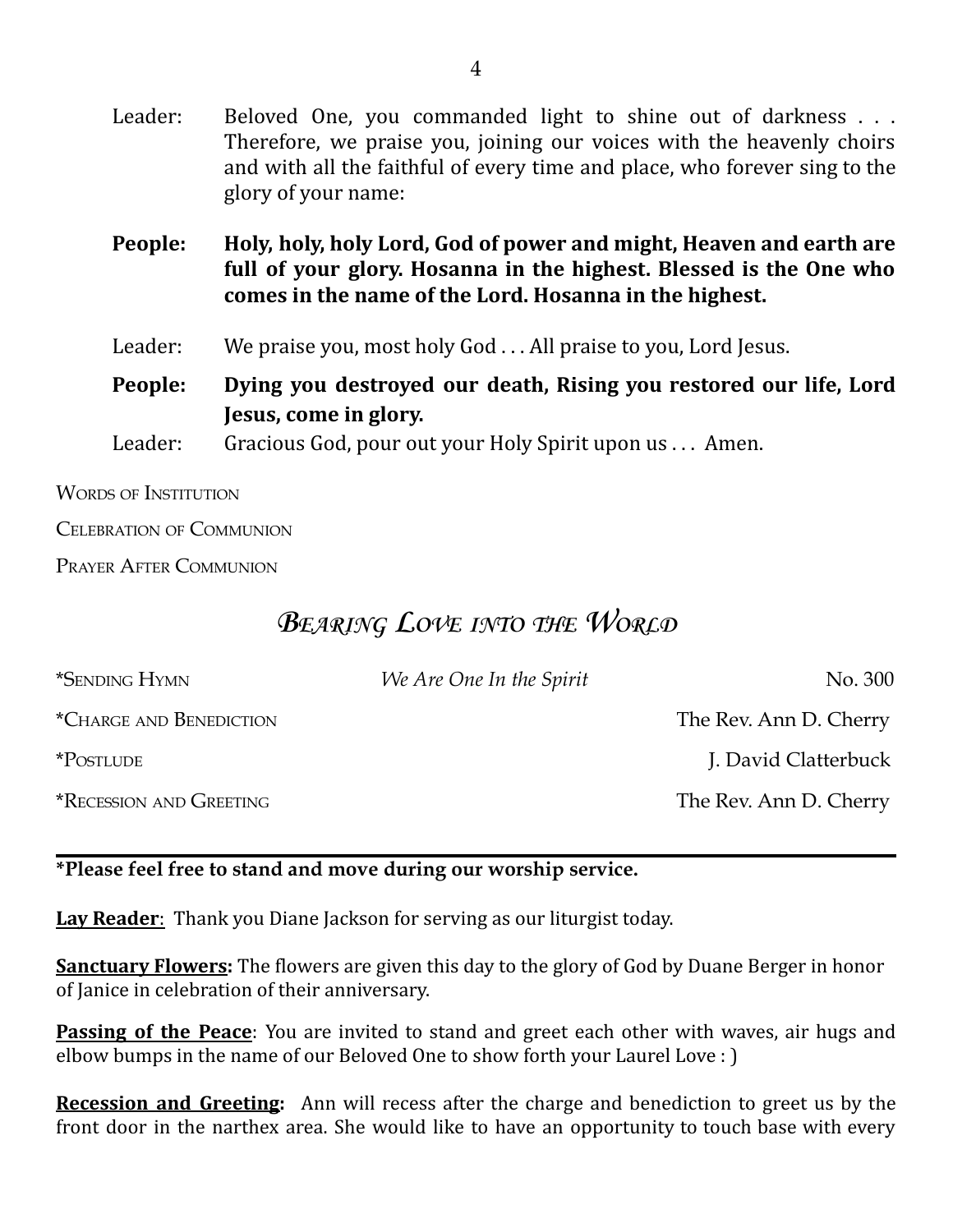Leader: Beloved One, you commanded light to shine out of darkness . . . Therefore, we praise you, joining our voices with the heavenly choirs and with all the faithful of every time and place, who forever sing to the glory of your name:

**People: Holy, holy, holy Lord, God of power and might, Heaven and earth are full of your glory. Hosanna in the highest. Blessed is the One who comes in the name of the Lord. Hosanna in the highest.**

Leader: We praise you, most holy God . . . All praise to you, Lord Jesus.

**People: Dying you destroyed our death, Rising you restored our life, Lord Jesus, come in glory.**

Leader: Gracious God, pour out your Holy Spirit upon us . . . Amen.

WORDS OF INSTITUTION

CELEBRATION OF COMMUNION

PRAYER AFTER COMMUNION

## *BEARING LOVE INTO THE WORLD*

*SENDING HYMN — *We Are One In the Spirit* — No. 300

*CHARGE AND BENEDICTION — The Rev. Ann D. Cherry

*POSTLUDE — J. David Clatterbuck

*RECESSION AND GREETING — The Rev. Ann D. Cherry

---

**\*Please feel free to stand and move during our worship service.**

**Lay Reader**: Thank you Diane Jackson for serving as our liturgist today.

**Sanctuary Flowers:** The flowers are given this day to the glory of God by Duane Berger in honor of Janice in celebration of their anniversary.

**Passing of the Peace**: You are invited to stand and greet each other with waves, air hugs and elbow bumps in the name of our Beloved One to show forth your Laurel Love : )

**Recession and Greeting:** Ann will recess after the charge and benediction to greet us by the front door in the narthex area. She would like to have an opportunity to touch base with every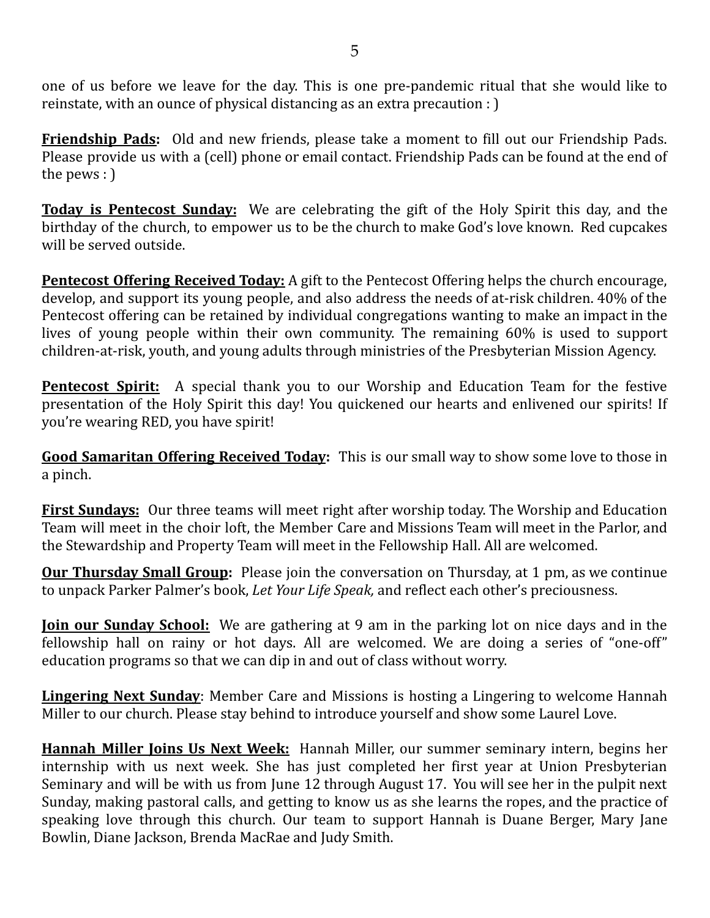one of us before we leave for the day. This is one pre-pandemic ritual that she would like to reinstate, with an ounce of physical distancing as an extra precaution : )

**Friendship Pads:** Old and new friends, please take a moment to fill out our Friendship Pads. Please provide us with a (cell) phone or email contact. Friendship Pads can be found at the end of the pews : )

**Today is Pentecost Sunday:** We are celebrating the gift of the Holy Spirit this day, and the birthday of the church, to empower us to be the church to make God's love known. Red cupcakes will be served outside.

**Pentecost Offering Received Today:** A gift to the Pentecost Offering helps the church encourage, develop, and support its young people, and also address the needs of at-risk children. 40% of the Pentecost offering can be retained by individual congregations wanting to make an impact in the lives of young people within their own community. The remaining 60% is used to support children-at-risk, youth, and young adults through ministries of the Presbyterian Mission Agency.

**Pentecost Spirit:** A special thank you to our Worship and Education Team for the festive presentation of the Holy Spirit this day! You quickened our hearts and enlivened our spirits! If you're wearing RED, you have spirit!

**Good Samaritan Offering Received Today:** This is our small way to show some love to those in a pinch.

**First Sundays:** Our three teams will meet right after worship today. The Worship and Education Team will meet in the choir loft, the Member Care and Missions Team will meet in the Parlor, and the Stewardship and Property Team will meet in the Fellowship Hall. All are welcomed.

**Our Thursday Small Group:** Please join the conversation on Thursday, at 1 pm, as we continue to unpack Parker Palmer's book, *Let Your Life Speak,* and reflect each other's preciousness.

**Join our Sunday School:** We are gathering at 9 am in the parking lot on nice days and in the fellowship hall on rainy or hot days. All are welcomed. We are doing a series of "one-off" education programs so that we can dip in and out of class without worry.

**Lingering Next Sunday**: Member Care and Missions is hosting a Lingering to welcome Hannah Miller to our church. Please stay behind to introduce yourself and show some Laurel Love.

**Hannah Miller Joins Us Next Week:** Hannah Miller, our summer seminary intern, begins her internship with us next week. She has just completed her first year at Union Presbyterian Seminary and will be with us from June 12 through August 17. You will see her in the pulpit next Sunday, making pastoral calls, and getting to know us as she learns the ropes, and the practice of speaking love through this church. Our team to support Hannah is Duane Berger, Mary Jane Bowlin, Diane Jackson, Brenda MacRae and Judy Smith.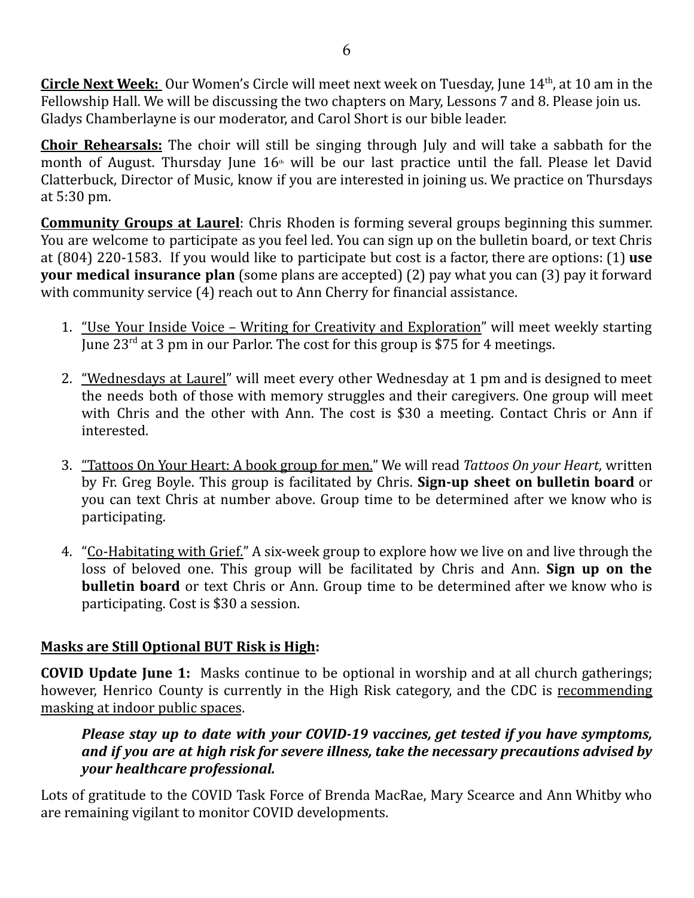**Circle Next Week:** Our Women's Circle will meet next week on Tuesday, June 14th, at 10 am in the Fellowship Hall. We will be discussing the two chapters on Mary, Lessons 7 and 8. Please join us. Gladys Chamberlayne is our moderator, and Carol Short is our bible leader.

**Choir Rehearsals:** The choir will still be singing through July and will take a sabbath for the month of August. Thursday June 16th will be our last practice until the fall. Please let David Clatterbuck, Director of Music, know if you are interested in joining us. We practice on Thursdays at 5:30 pm.

**Community Groups at Laurel**: Chris Rhoden is forming several groups beginning this summer. You are welcome to participate as you feel led. You can sign up on the bulletin board, or text Chris at (804) 220-1583. If you would like to participate but cost is a factor, there are options: (1) **use your medical insurance plan** (some plans are accepted) (2) pay what you can (3) pay it forward with community service (4) reach out to Ann Cherry for financial assistance.

1. "Use Your Inside Voice – Writing for Creativity and Exploration" will meet weekly starting June 23rd at 3 pm in our Parlor. The cost for this group is $75 for 4 meetings.

2. "Wednesdays at Laurel" will meet every other Wednesday at 1 pm and is designed to meet the needs both of those with memory struggles and their caregivers. One group will meet with Chris and the other with Ann. The cost is $30 a meeting. Contact Chris or Ann if interested.

3. "Tattoos On Your Heart: A book group for men." We will read *Tattoos On your Heart,* written by Fr. Greg Boyle. This group is facilitated by Chris. **Sign-up sheet on bulletin board** or you can text Chris at number above. Group time to be determined after we know who is participating.

4. "Co-Habitating with Grief." A six-week group to explore how we live on and live through the loss of beloved one. This group will be facilitated by Chris and Ann. **Sign up on the bulletin board** or text Chris or Ann. Group time to be determined after we know who is participating. Cost is $30 a session.

**Masks are Still Optional BUT Risk is High:**

**COVID Update June 1:** Masks continue to be optional in worship and at all church gatherings; however, Henrico County is currently in the High Risk category, and the CDC is recommending masking at indoor public spaces.

> ***Please stay up to date with your COVID-19 vaccines, get tested if you have symptoms, and if you are at high risk for severe illness, take the necessary precautions advised by your healthcare professional.***

Lots of gratitude to the COVID Task Force of Brenda MacRae, Mary Scearce and Ann Whitby who are remaining vigilant to monitor COVID developments.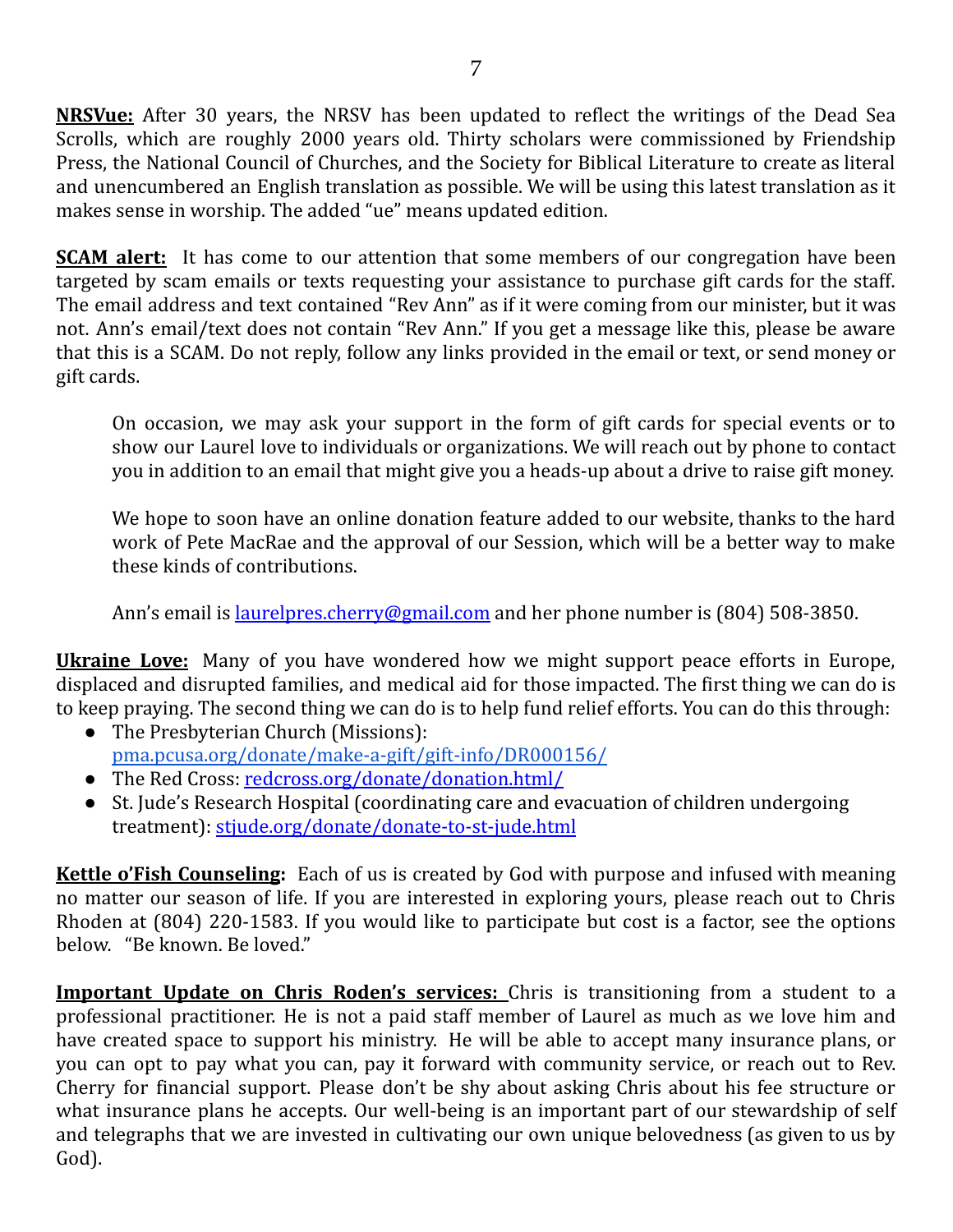**NRSVue:** After 30 years, the NRSV has been updated to reflect the writings of the Dead Sea Scrolls, which are roughly 2000 years old. Thirty scholars were commissioned by Friendship Press, the National Council of Churches, and the Society for Biblical Literature to create as literal and unencumbered an English translation as possible. We will be using this latest translation as it makes sense in worship. The added "ue" means updated edition.

**SCAM alert:** It has come to our attention that some members of our congregation have been targeted by scam emails or texts requesting your assistance to purchase gift cards for the staff. The email address and text contained "Rev Ann" as if it were coming from our minister, but it was not. Ann's email/text does not contain "Rev Ann." If you get a message like this, please be aware that this is a SCAM. Do not reply, follow any links provided in the email or text, or send money or gift cards.

> On occasion, we may ask your support in the form of gift cards for special events or to show our Laurel love to individuals or organizations. We will reach out by phone to contact you in addition to an email that might give you a heads-up about a drive to raise gift money.
>
> We hope to soon have an online donation feature added to our website, thanks to the hard work of Pete MacRae and the approval of our Session, which will be a better way to make these kinds of contributions.
>
> Ann's email is laurelpres.cherry@gmail.com and her phone number is (804) 508-3850.

**Ukraine Love:** Many of you have wondered how we might support peace efforts in Europe, displaced and disrupted families, and medical aid for those impacted. The first thing we can do is to keep praying. The second thing we can do is to help fund relief efforts. You can do this through:

- The Presbyterian Church (Missions): pma.pcusa.org/donate/make-a-gift/gift-info/DR000156/
- The Red Cross: redcross.org/donate/donation.html/
- St. Jude's Research Hospital (coordinating care and evacuation of children undergoing treatment): stjude.org/donate/donate-to-st-jude.html

**Kettle o'Fish Counseling:** Each of us is created by God with purpose and infused with meaning no matter our season of life. If you are interested in exploring yours, please reach out to Chris Rhoden at (804) 220-1583. If you would like to participate but cost is a factor, see the options below. "Be known. Be loved."

**Important Update on Chris Roden's services:** Chris is transitioning from a student to a professional practitioner. He is not a paid staff member of Laurel as much as we love him and have created space to support his ministry. He will be able to accept many insurance plans, or you can opt to pay what you can, pay it forward with community service, or reach out to Rev. Cherry for financial support. Please don't be shy about asking Chris about his fee structure or what insurance plans he accepts. Our well-being is an important part of our stewardship of self and telegraphs that we are invested in cultivating our own unique belovedness (as given to us by God).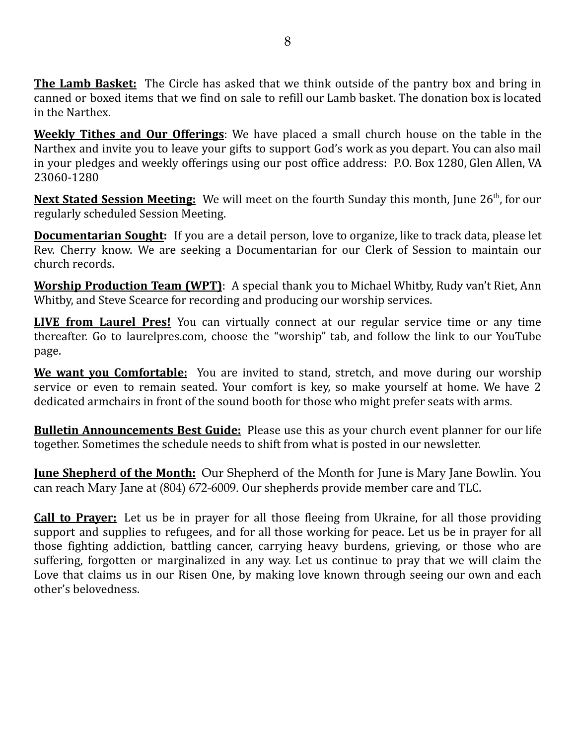**The Lamb Basket:** The Circle has asked that we think outside of the pantry box and bring in canned or boxed items that we find on sale to refill our Lamb basket. The donation box is located in the Narthex.

**Weekly Tithes and Our Offerings**: We have placed a small church house on the table in the Narthex and invite you to leave your gifts to support God's work as you depart. You can also mail in your pledges and weekly offerings using our post office address: P.O. Box 1280, Glen Allen, VA 23060-1280

**Next Stated Session Meeting:** We will meet on the fourth Sunday this month, June 26th, for our regularly scheduled Session Meeting.

**Documentarian Sought:** If you are a detail person, love to organize, like to track data, please let Rev. Cherry know. We are seeking a Documentarian for our Clerk of Session to maintain our church records.

**Worship Production Team (WPT)**: A special thank you to Michael Whitby, Rudy van't Riet, Ann Whitby, and Steve Scearce for recording and producing our worship services.

**LIVE from Laurel Pres!** You can virtually connect at our regular service time or any time thereafter. Go to laurelpres.com, choose the "worship" tab, and follow the link to our YouTube page.

**We want you Comfortable:** You are invited to stand, stretch, and move during our worship service or even to remain seated. Your comfort is key, so make yourself at home. We have 2 dedicated armchairs in front of the sound booth for those who might prefer seats with arms.

**Bulletin Announcements Best Guide:** Please use this as your church event planner for our life together. Sometimes the schedule needs to shift from what is posted in our newsletter.

**June Shepherd of the Month:** Our Shepherd of the Month for June is Mary Jane Bowlin. You can reach Mary Jane at (804) 672-6009. Our shepherds provide member care and TLC.

**Call to Prayer:** Let us be in prayer for all those fleeing from Ukraine, for all those providing support and supplies to refugees, and for all those working for peace. Let us be in prayer for all those fighting addiction, battling cancer, carrying heavy burdens, grieving, or those who are suffering, forgotten or marginalized in any way. Let us continue to pray that we will claim the Love that claims us in our Risen One, by making love known through seeing our own and each other's belovedness.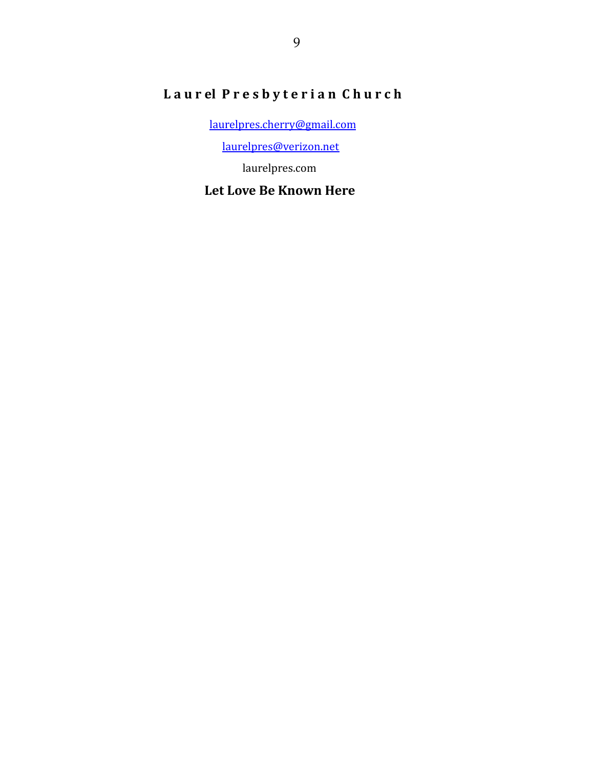## Laurel Presbyterian Church

laurelpres.cherry@gmail.com

laurelpres@verizon.net

laurelpres.com

**Let Love Be Known Here**